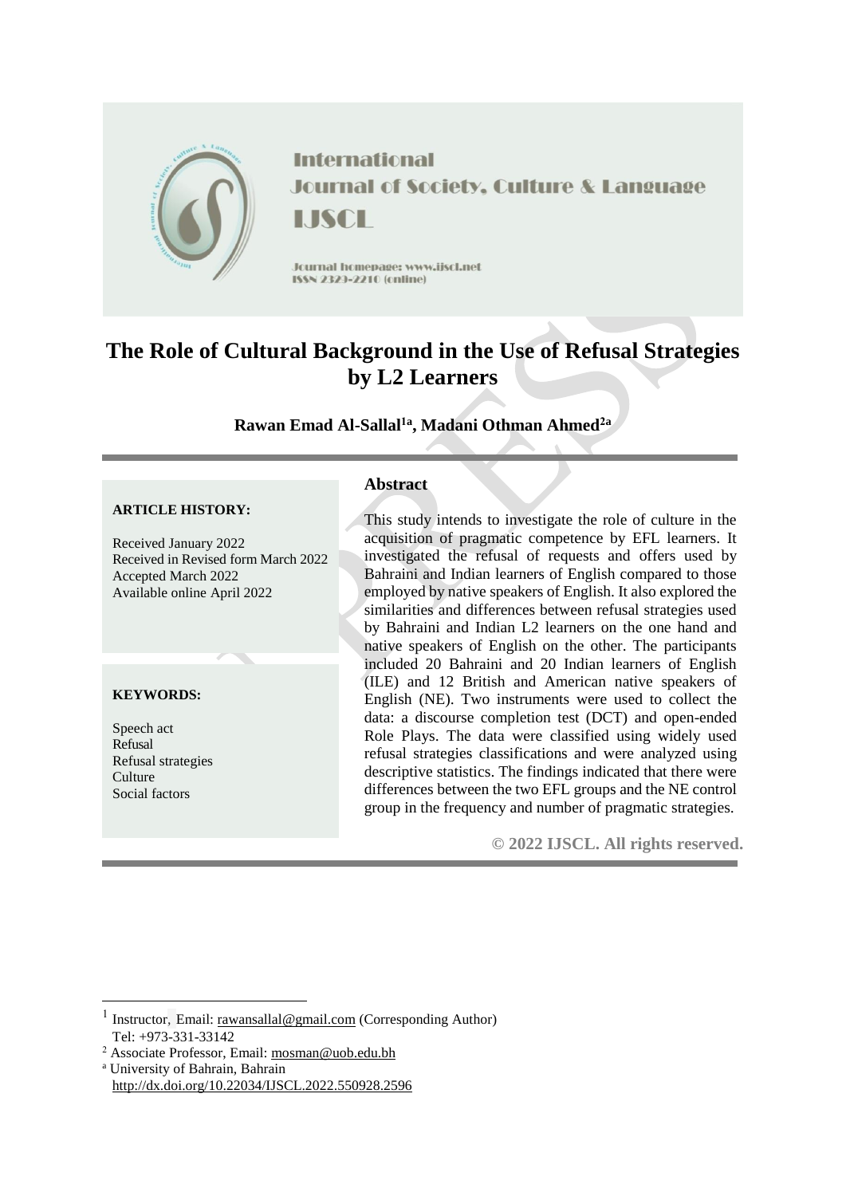International Journal of Society, Culture & Language

IJSCL

Journal homepage: www.ijscl.net

ISSN 2329-2210 (online)

# The Role of Cultural Background in the Use of Refusal Strategies by L2 Learners

**Rawan Emad Al-Sallal[1a], Madani Othman Ahmed[2a]**

**ARTICLE HISTORY:**

Received January 2022
Received in Revised form March 2022
Accepted March 2022
Available online April 2022

**KEYWORDS:**

Speech act
Refusal
Refusal strategies
Culture
Social factors

## Abstract

This study intends to investigate the role of culture in the acquisition of pragmatic competence by EFL learners. It investigated the refusal of requests and offers used by Bahraini and Indian learners of English compared to those employed by native speakers of English. It also explored the similarities and differences between refusal strategies used by Bahraini and Indian L2 learners on the one hand and native speakers of English on the other. The participants included 20 Bahraini and 20 Indian learners of English (ILE) and 12 British and American native speakers of English (NE). Two instruments were used to collect the data: a discourse completion test (DCT) and open-ended Role Plays. The data were classified using widely used refusal strategies classifications and were analyzed using descriptive statistics. The findings indicated that there were differences between the two EFL groups and the NE control group in the frequency and number of pragmatic strategies.

**© 2022 IJSCL. All rights reserved.**

[1] Instructor, Email: rawansallal@gmail.com (Corresponding Author)
Tel: +973-331-33142

[2] Associate Professor, Email: mosman@uob.edu.bh

[a] University of Bahrain, Bahrain

http://dx.doi.org/10.22034/IJSCL.2022.550928.2596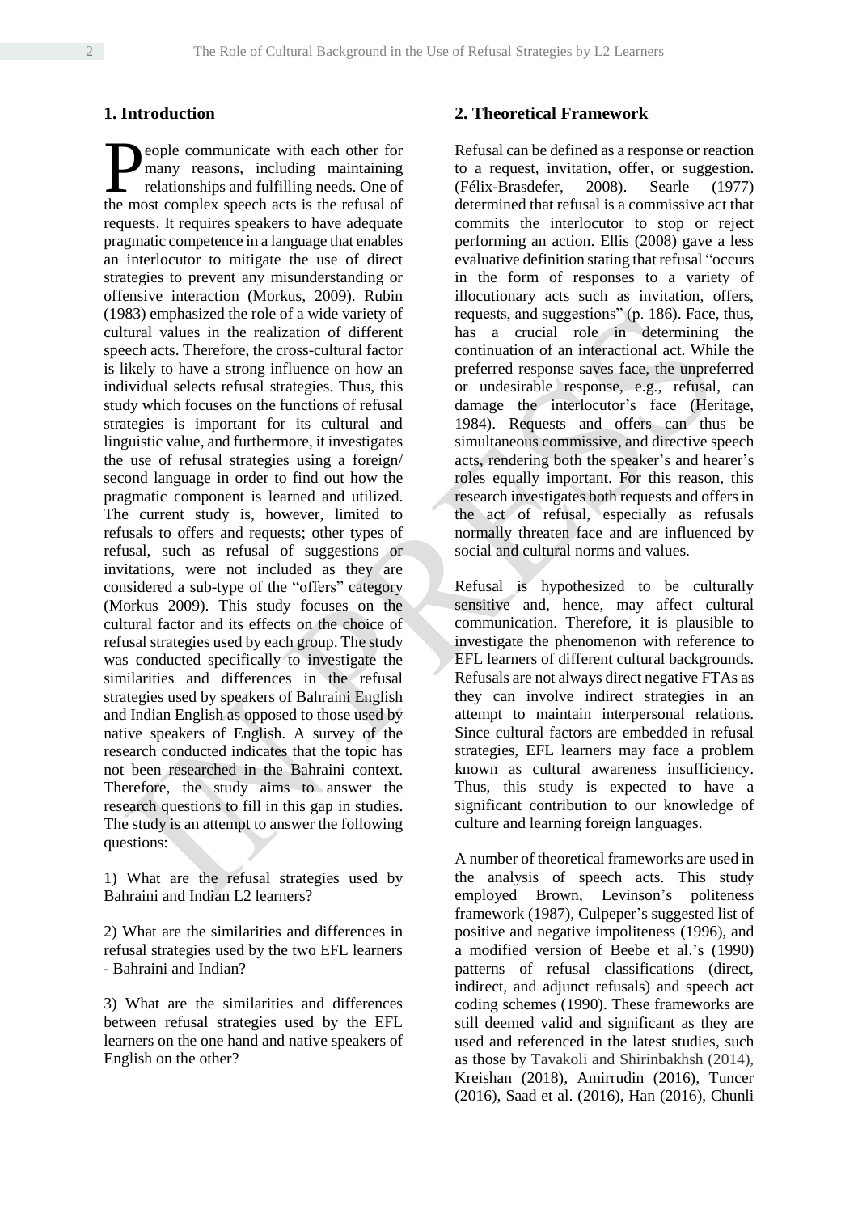## 1. Introduction

People communicate with each other for many reasons, including maintaining relationships and fulfilling needs. One of the most complex speech acts is the refusal of requests. It requires speakers to have adequate pragmatic competence in a language that enables an interlocutor to mitigate the use of direct strategies to prevent any misunderstanding or offensive interaction (Morkus, 2009). Rubin (1983) emphasized the role of a wide variety of cultural values in the realization of different speech acts. Therefore, the cross-cultural factor is likely to have a strong influence on how an individual selects refusal strategies. Thus, this study which focuses on the functions of refusal strategies is important for its cultural and linguistic value, and furthermore, it investigates the use of refusal strategies using a foreign/ second language in order to find out how the pragmatic component is learned and utilized. The current study is, however, limited to refusals to offers and requests; other types of refusal, such as refusal of suggestions or invitations, were not included as they are considered a sub-type of the "offers" category (Morkus 2009). This study focuses on the cultural factor and its effects on the choice of refusal strategies used by each group. The study was conducted specifically to investigate the similarities and differences in the refusal strategies used by speakers of Bahraini English and Indian English as opposed to those used by native speakers of English. A survey of the research conducted indicates that the topic has not been researched in the Bahraini context. Therefore, the study aims to answer the research questions to fill in this gap in studies. The study is an attempt to answer the following questions:

1) What are the refusal strategies used by Bahraini and Indian L2 learners?

2) What are the similarities and differences in refusal strategies used by the two EFL learners - Bahraini and Indian?

3) What are the similarities and differences between refusal strategies used by the EFL learners on the one hand and native speakers of English on the other?

## 2. Theoretical Framework

Refusal can be defined as a response or reaction to a request, invitation, offer, or suggestion. (Félix-Brasdefer, 2008). Searle (1977) determined that refusal is a commissive act that commits the interlocutor to stop or reject performing an action. Ellis (2008) gave a less evaluative definition stating that refusal "occurs in the form of responses to a variety of illocutionary acts such as invitation, offers, requests, and suggestions" (p. 186). Face, thus, has a crucial role in determining the continuation of an interactional act. While the preferred response saves face, the unpreferred or undesirable response, e.g., refusal, can damage the interlocutor's face (Heritage, 1984). Requests and offers can thus be simultaneous commissive, and directive speech acts, rendering both the speaker's and hearer's roles equally important. For this reason, this research investigates both requests and offers in the act of refusal, especially as refusals normally threaten face and are influenced by social and cultural norms and values.

Refusal is hypothesized to be culturally sensitive and, hence, may affect cultural communication. Therefore, it is plausible to investigate the phenomenon with reference to EFL learners of different cultural backgrounds. Refusals are not always direct negative FTAs as they can involve indirect strategies in an attempt to maintain interpersonal relations. Since cultural factors are embedded in refusal strategies, EFL learners may face a problem known as cultural awareness insufficiency. Thus, this study is expected to have a significant contribution to our knowledge of culture and learning foreign languages.

A number of theoretical frameworks are used in the analysis of speech acts. This study employed Brown, Levinson's politeness framework (1987), Culpeper's suggested list of positive and negative impoliteness (1996), and a modified version of Beebe et al.'s (1990) patterns of refusal classifications (direct, indirect, and adjunct refusals) and speech act coding schemes (1990). These frameworks are still deemed valid and significant as they are used and referenced in the latest studies, such as those by Tavakoli and Shirinbakhsh (2014), Kreishan (2018), Amirrudin (2016), Tuncer (2016), Saad et al. (2016), Han (2016), Chunli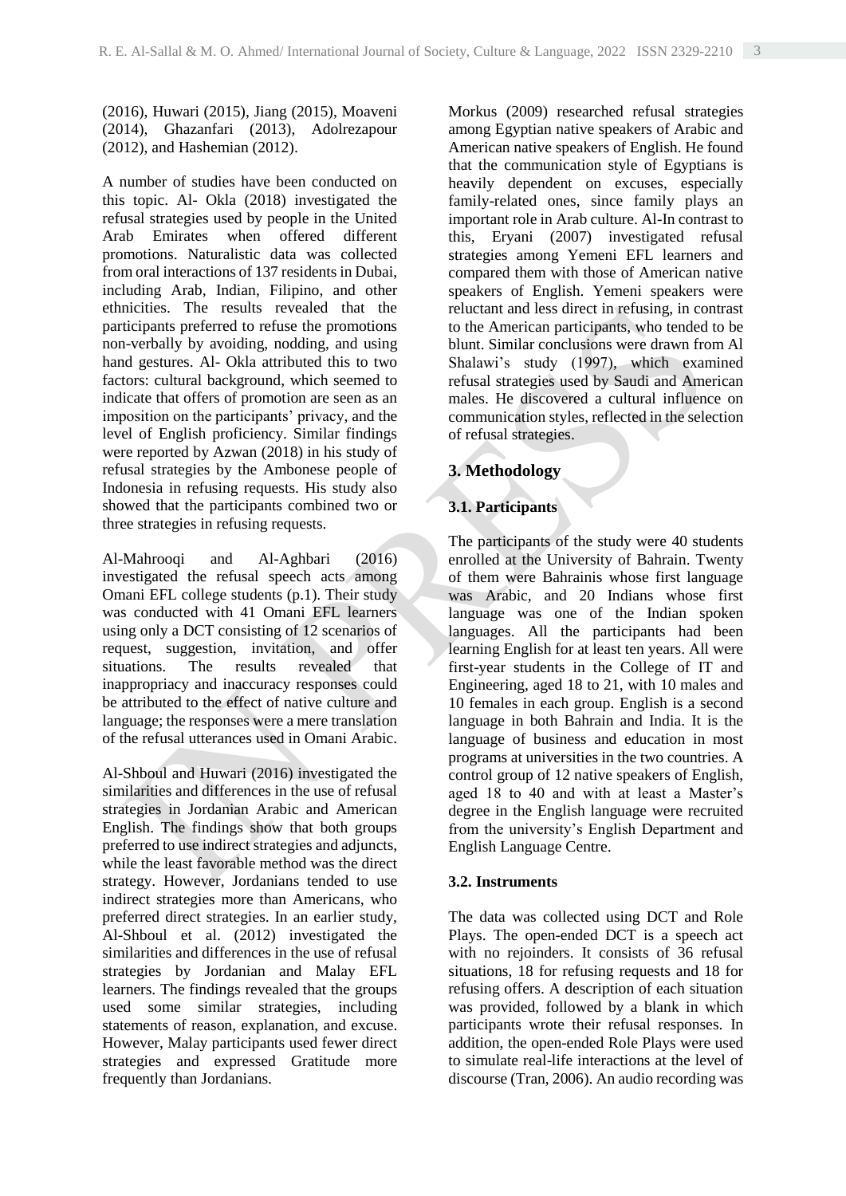(2016), Huwari (2015), Jiang (2015), Moaveni (2014), Ghazanfari (2013), Adolrezapour (2012), and Hashemian (2012).

A number of studies have been conducted on this topic. Al- Okla (2018) investigated the refusal strategies used by people in the United Arab Emirates when offered different promotions. Naturalistic data was collected from oral interactions of 137 residents in Dubai, including Arab, Indian, Filipino, and other ethnicities. The results revealed that the participants preferred to refuse the promotions non-verbally by avoiding, nodding, and using hand gestures. Al- Okla attributed this to two factors: cultural background, which seemed to indicate that offers of promotion are seen as an imposition on the participants' privacy, and the level of English proficiency. Similar findings were reported by Azwan (2018) in his study of refusal strategies by the Ambonese people of Indonesia in refusing requests. His study also showed that the participants combined two or three strategies in refusing requests.

Al-Mahrooqi and Al-Aghbari (2016) investigated the refusal speech acts among Omani EFL college students (p.1). Their study was conducted with 41 Omani EFL learners using only a DCT consisting of 12 scenarios of request, suggestion, invitation, and offer situations. The results revealed that inappropriacy and inaccuracy responses could be attributed to the effect of native culture and language; the responses were a mere translation of the refusal utterances used in Omani Arabic.

Al-Shboul and Huwari (2016) investigated the similarities and differences in the use of refusal strategies in Jordanian Arabic and American English. The findings show that both groups preferred to use indirect strategies and adjuncts, while the least favorable method was the direct strategy. However, Jordanians tended to use indirect strategies more than Americans, who preferred direct strategies. In an earlier study, Al-Shboul et al. (2012) investigated the similarities and differences in the use of refusal strategies by Jordanian and Malay EFL learners. The findings revealed that the groups used some similar strategies, including statements of reason, explanation, and excuse. However, Malay participants used fewer direct strategies and expressed Gratitude more frequently than Jordanians.

Morkus (2009) researched refusal strategies among Egyptian native speakers of Arabic and American native speakers of English. He found that the communication style of Egyptians is heavily dependent on excuses, especially family-related ones, since family plays an important role in Arab culture. Al-In contrast to this, Eryani (2007) investigated refusal strategies among Yemeni EFL learners and compared them with those of American native speakers of English. Yemeni speakers were reluctant and less direct in refusing, in contrast to the American participants, who tended to be blunt. Similar conclusions were drawn from Al Shalawi's study (1997), which examined refusal strategies used by Saudi and American males. He discovered a cultural influence on communication styles, reflected in the selection of refusal strategies.

## 3. Methodology

### 3.1. Participants

The participants of the study were 40 students enrolled at the University of Bahrain. Twenty of them were Bahrainis whose first language was Arabic, and 20 Indians whose first language was one of the Indian spoken languages. All the participants had been learning English for at least ten years. All were first-year students in the College of IT and Engineering, aged 18 to 21, with 10 males and 10 females in each group. English is a second language in both Bahrain and India. It is the language of business and education in most programs at universities in the two countries. A control group of 12 native speakers of English, aged 18 to 40 and with at least a Master's degree in the English language were recruited from the university's English Department and English Language Centre.

### 3.2. Instruments

The data was collected using DCT and Role Plays. The open-ended DCT is a speech act with no rejoinders. It consists of 36 refusal situations, 18 for refusing requests and 18 for refusing offers. A description of each situation was provided, followed by a blank in which participants wrote their refusal responses. In addition, the open-ended Role Plays were used to simulate real-life interactions at the level of discourse (Tran, 2006). An audio recording was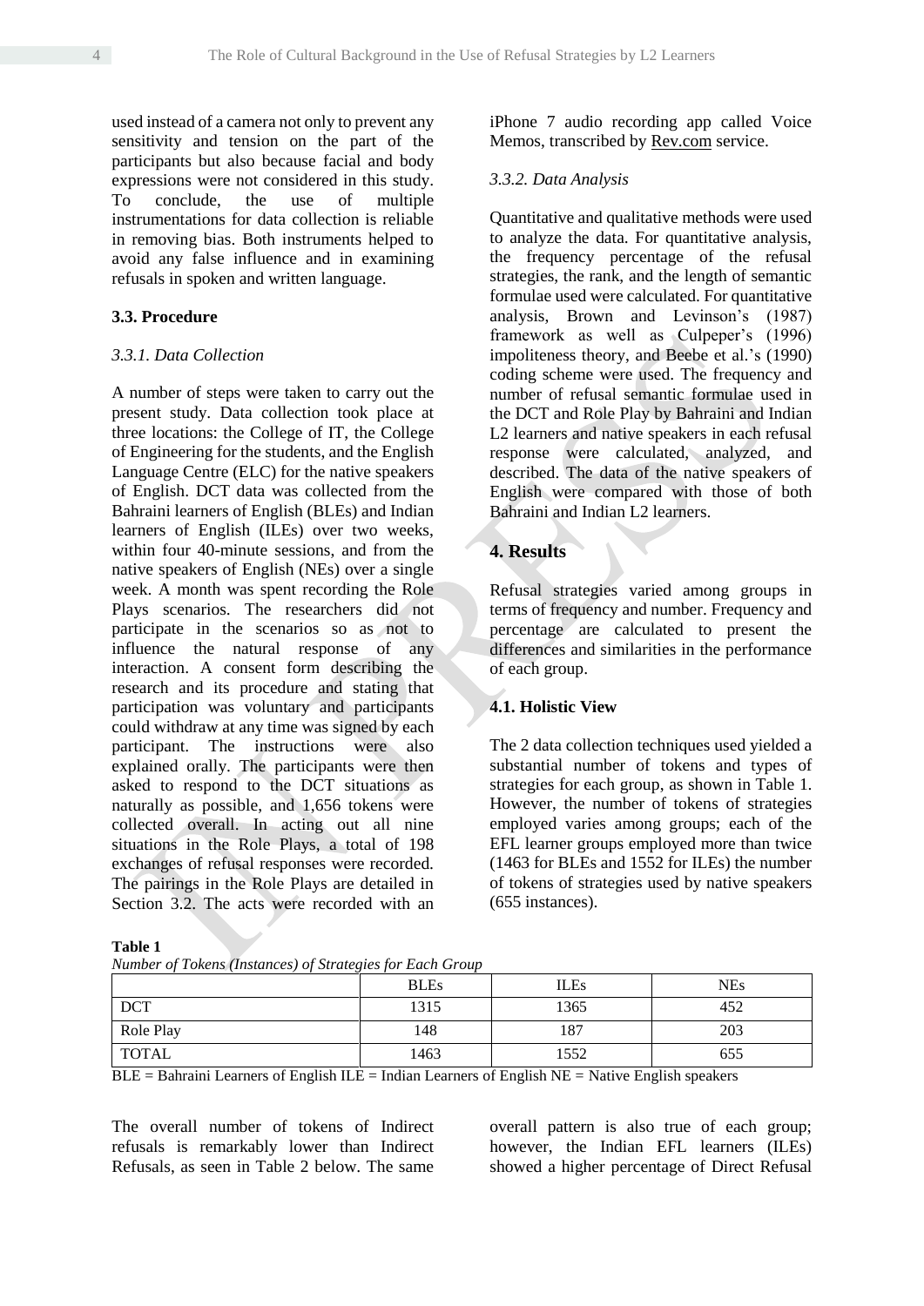used instead of a camera not only to prevent any sensitivity and tension on the part of the participants but also because facial and body expressions were not considered in this study. To conclude, the use of multiple instrumentations for data collection is reliable in removing bias. Both instruments helped to avoid any false influence and in examining refusals in spoken and written language.

### 3.3. Procedure

#### *3.3.1. Data Collection*

A number of steps were taken to carry out the present study. Data collection took place at three locations: the College of IT, the College of Engineering for the students, and the English Language Centre (ELC) for the native speakers of English. DCT data was collected from the Bahraini learners of English (BLEs) and Indian learners of English (ILEs) over two weeks, within four 40-minute sessions, and from the native speakers of English (NEs) over a single week. A month was spent recording the Role Plays scenarios. The researchers did not participate in the scenarios so as not to influence the natural response of any interaction. A consent form describing the research and its procedure and stating that participation was voluntary and participants could withdraw at any time was signed by each participant. The instructions were also explained orally. The participants were then asked to respond to the DCT situations as naturally as possible, and 1,656 tokens were collected overall. In acting out all nine situations in the Role Plays, a total of 198 exchanges of refusal responses were recorded. The pairings in the Role Plays are detailed in Section 3.2. The acts were recorded with an iPhone 7 audio recording app called Voice Memos, transcribed by Rev.com service.

#### *3.3.2. Data Analysis*

Quantitative and qualitative methods were used to analyze the data. For quantitative analysis, the frequency percentage of the refusal strategies, the rank, and the length of semantic formulae used were calculated. For quantitative analysis, Brown and Levinson's (1987) framework as well as Culpeper's (1996) impoliteness theory, and Beebe et al.'s (1990) coding scheme were used. The frequency and number of refusal semantic formulae used in the DCT and Role Play by Bahraini and Indian L2 learners and native speakers in each refusal response were calculated, analyzed, and described. The data of the native speakers of English were compared with those of both Bahraini and Indian L2 learners.

## 4. Results

Refusal strategies varied among groups in terms of frequency and number. Frequency and percentage are calculated to present the differences and similarities in the performance of each group.

### 4.1. Holistic View

The 2 data collection techniques used yielded a substantial number of tokens and types of strategies for each group, as shown in Table 1. However, the number of tokens of strategies employed varies among groups; each of the EFL learner groups employed more than twice (1463 for BLEs and 1552 for ILEs) the number of tokens of strategies used by native speakers (655 instances).

**Table 1**

*Number of Tokens (Instances) of Strategies for Each Group*

| | BLEs | ILEs | NEs |
|---|---|---|---|
| DCT | 1315 | 1365 | 452 |
| Role Play | 148 | 187 | 203 |
| TOTAL | 1463 | 1552 | 655 |

BLE = Bahraini Learners of English ILE = Indian Learners of English NE = Native English speakers

The overall number of tokens of Indirect refusals is remarkably lower than Indirect Refusals, as seen in Table 2 below. The same overall pattern is also true of each group; however, the Indian EFL learners (ILEs) showed a higher percentage of Direct Refusal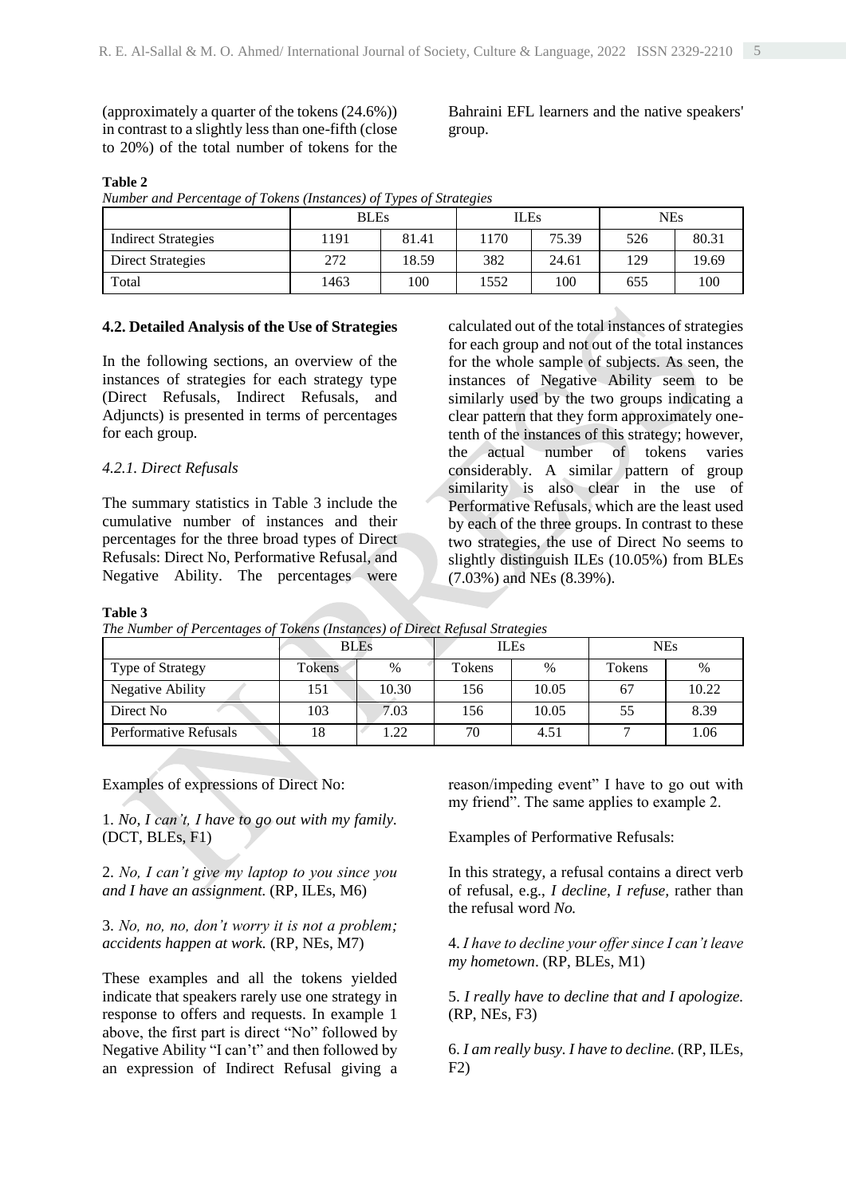(approximately a quarter of the tokens (24.6%)) in contrast to a slightly less than one-fifth (close to 20%) of the total number of tokens for the Bahraini EFL learners and the native speakers' group.

**Table 2**

*Number and Percentage of Tokens (Instances) of Types of Strategies*

| | BLEs | | ILEs | | NEs | |
|---|---|---|---|---|---|---|
| Indirect Strategies | 1191 | 81.41 | 1170 | 75.39 | 526 | 80.31 |
| Direct Strategies | 272 | 18.59 | 382 | 24.61 | 129 | 19.69 |
| Total | 1463 | 100 | 1552 | 100 | 655 | 100 |

### 4.2. Detailed Analysis of the Use of Strategies

In the following sections, an overview of the instances of strategies for each strategy type (Direct Refusals, Indirect Refusals, and Adjuncts) is presented in terms of percentages for each group.

#### *4.2.1. Direct Refusals*

The summary statistics in Table 3 include the cumulative number of instances and their percentages for the three broad types of Direct Refusals: Direct No, Performative Refusal, and Negative Ability. The percentages were calculated out of the total instances of strategies for each group and not out of the total instances for the whole sample of subjects. As seen, the instances of Negative Ability seem to be similarly used by the two groups indicating a clear pattern that they form approximately one-tenth of the instances of this strategy; however, the actual number of tokens varies considerably. A similar pattern of group similarity is also clear in the use of Performative Refusals, which are the least used by each of the three groups. In contrast to these two strategies, the use of Direct No seems to slightly distinguish ILEs (10.05%) from BLEs (7.03%) and NEs (8.39%).

**Table 3**

*The Number of Percentages of Tokens (Instances) of Direct Refusal Strategies*

| | BLEs | | ILEs | | NEs | |
|---|---|---|---|---|---|---|
| Type of Strategy | Tokens | % | Tokens | % | Tokens | % |
| Negative Ability | 151 | 10.30 | 156 | 10.05 | 67 | 10.22 |
| Direct No | 103 | 7.03 | 156 | 10.05 | 55 | 8.39 |
| Performative Refusals | 18 | 1.22 | 70 | 4.51 | 7 | 1.06 |

Examples of expressions of Direct No:

1. *No, I can't, I have to go out with my family.* (DCT, BLEs, F1)

2. *No, I can't give my laptop to you since you and I have an assignment.* (RP, ILEs, M6)

3. *No, no, no, don't worry it is not a problem; accidents happen at work.* (RP, NEs, M7)

These examples and all the tokens yielded indicate that speakers rarely use one strategy in response to offers and requests. In example 1 above, the first part is direct "No" followed by Negative Ability "I can't" and then followed by an expression of Indirect Refusal giving a reason/impeding event" I have to go out with my friend". The same applies to example 2.

Examples of Performative Refusals:

In this strategy, a refusal contains a direct verb of refusal, e.g., *I decline, I refuse,* rather than the refusal word *No.*

4. *I have to decline your offer since I can't leave my hometown*. (RP, BLEs, M1)

5. *I really have to decline that and I apologize.* (RP, NEs, F3)

6. *I am really busy. I have to decline.* (RP, ILEs, F2)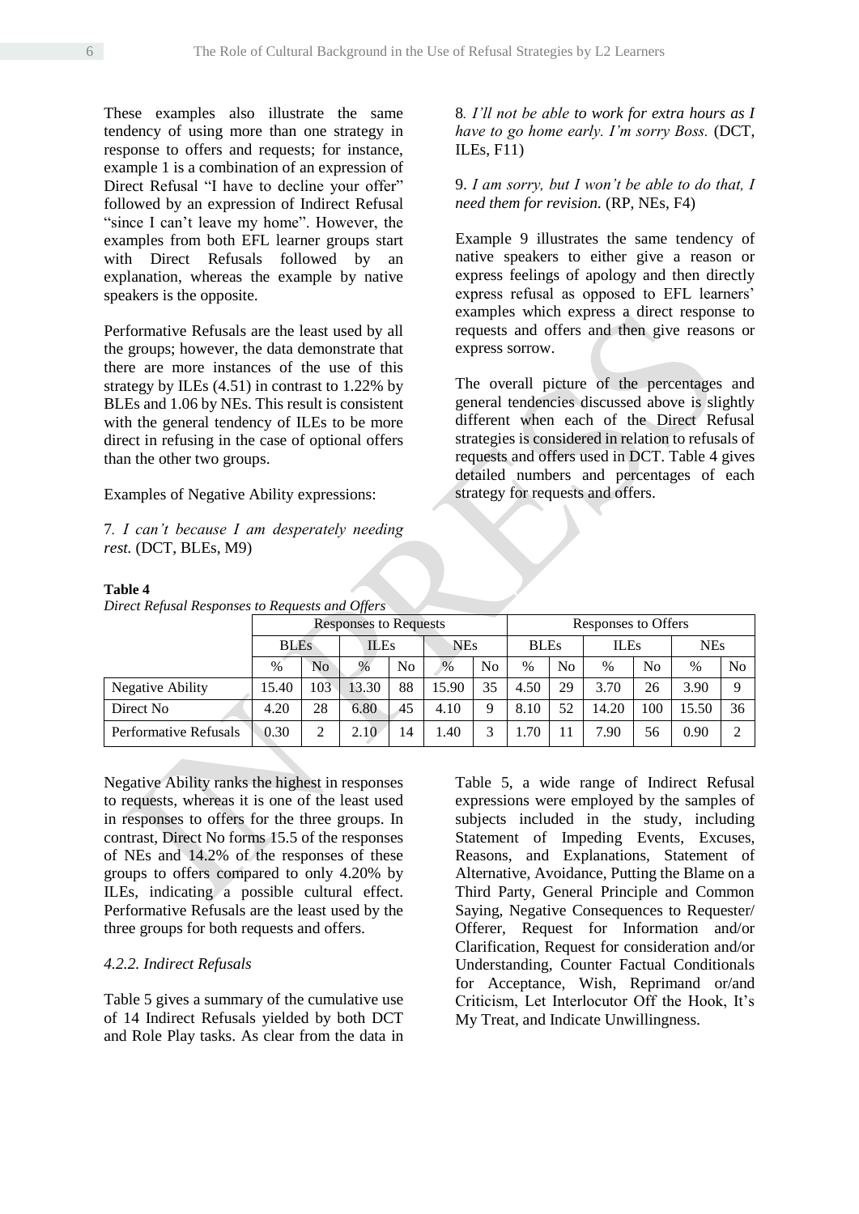These examples also illustrate the same tendency of using more than one strategy in response to offers and requests; for instance, example 1 is a combination of an expression of Direct Refusal "I have to decline your offer" followed by an expression of Indirect Refusal "since I can't leave my home". However, the examples from both EFL learner groups start with Direct Refusals followed by an explanation, whereas the example by native speakers is the opposite.

Performative Refusals are the least used by all the groups; however, the data demonstrate that there are more instances of the use of this strategy by ILEs (4.51) in contrast to 1.22% by BLEs and 1.06 by NEs. This result is consistent with the general tendency of ILEs to be more direct in refusing in the case of optional offers than the other two groups.

Examples of Negative Ability expressions:

7. *I can't because I am desperately needing rest.* (DCT, BLEs, M9)

8. *I'll not be able to work for extra hours as I have to go home early. I'm sorry Boss.* (DCT, ILEs, F11)

9. *I am sorry, but I won't be able to do that, I need them for revision.* (RP, NEs, F4)

Example 9 illustrates the same tendency of native speakers to either give a reason or express feelings of apology and then directly express refusal as opposed to EFL learners' examples which express a direct response to requests and offers and then give reasons or express sorrow.

The overall picture of the percentages and general tendencies discussed above is slightly different when each of the Direct Refusal strategies is considered in relation to refusals of requests and offers used in DCT. Table 4 gives detailed numbers and percentages of each strategy for requests and offers.

**Table 4**

*Direct Refusal Responses to Requests and Offers*

| | Responses to Requests | | | | | | Responses to Offers | | | | | |
|---|---|---|---|---|---|---|---|---|---|---|---|---|
| | BLEs | | ILEs | | NEs | | BLEs | | ILEs | | NEs | |
| | % | No | % | No | % | No | % | No | % | No | % | No |
| Negative Ability | 15.40 | 103 | 13.30 | 88 | 15.90 | 35 | 4.50 | 29 | 3.70 | 26 | 3.90 | 9 |
| Direct No | 4.20 | 28 | 6.80 | 45 | 4.10 | 9 | 8.10 | 52 | 14.20 | 100 | 15.50 | 36 |
| Performative Refusals | 0.30 | 2 | 2.10 | 14 | 1.40 | 3 | 1.70 | 11 | 7.90 | 56 | 0.90 | 2 |

Negative Ability ranks the highest in responses to requests, whereas it is one of the least used in responses to offers for the three groups. In contrast, Direct No forms 15.5 of the responses of NEs and 14.2% of the responses of these groups to offers compared to only 4.20% by ILEs, indicating a possible cultural effect. Performative Refusals are the least used by the three groups for both requests and offers.

#### 4.2.2. Indirect Refusals

Table 5 gives a summary of the cumulative use of 14 Indirect Refusals yielded by both DCT and Role Play tasks. As clear from the data in Table 5, a wide range of Indirect Refusal expressions were employed by the samples of subjects included in the study, including Statement of Impeding Events, Excuses, Reasons, and Explanations, Statement of Alternative, Avoidance, Putting the Blame on a Third Party, General Principle and Common Saying, Negative Consequences to Requester/ Offerer, Request for Information and/or Clarification, Request for consideration and/or Understanding, Counter Factual Conditionals for Acceptance, Wish, Reprimand or/and Criticism, Let Interlocutor Off the Hook, It's My Treat, and Indicate Unwillingness.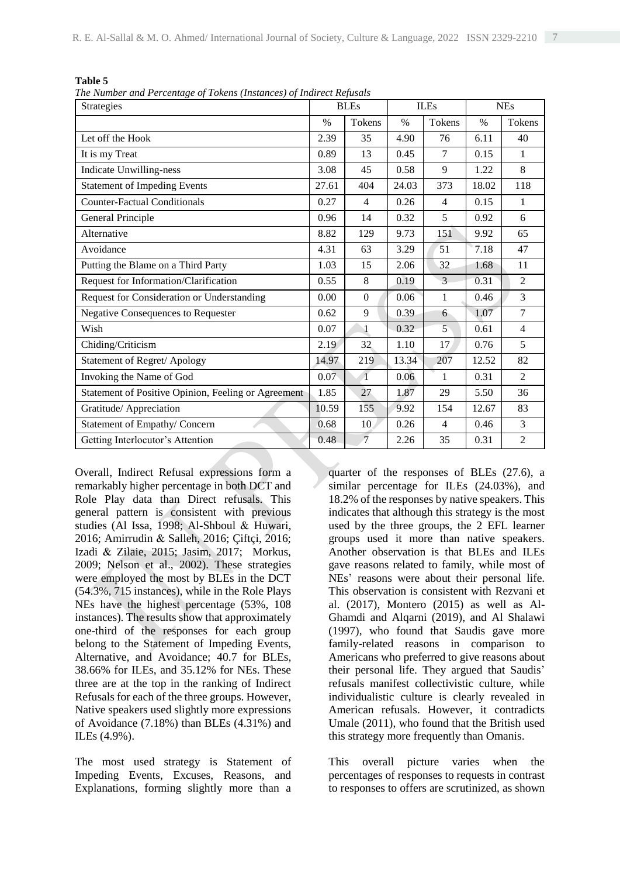**Table 5**

*The Number and Percentage of Tokens (Instances) of Indirect Refusals*

| Strategies | BLEs | | ILEs | | NEs | |
|---|---|---|---|---|---|---|
| | % | Tokens | % | Tokens | % | Tokens |
| Let off the Hook | 2.39 | 35 | 4.90 | 76 | 6.11 | 40 |
| It is my Treat | 0.89 | 13 | 0.45 | 7 | 0.15 | 1 |
| Indicate Unwilling-ness | 3.08 | 45 | 0.58 | 9 | 1.22 | 8 |
| Statement of Impeding Events | 27.61 | 404 | 24.03 | 373 | 18.02 | 118 |
| Counter-Factual Conditionals | 0.27 | 4 | 0.26 | 4 | 0.15 | 1 |
| General Principle | 0.96 | 14 | 0.32 | 5 | 0.92 | 6 |
| Alternative | 8.82 | 129 | 9.73 | 151 | 9.92 | 65 |
| Avoidance | 4.31 | 63 | 3.29 | 51 | 7.18 | 47 |
| Putting the Blame on a Third Party | 1.03 | 15 | 2.06 | 32 | 1.68 | 11 |
| Request for Information/Clarification | 0.55 | 8 | 0.19 | 3 | 0.31 | 2 |
| Request for Consideration or Understanding | 0.00 | 0 | 0.06 | 1 | 0.46 | 3 |
| Negative Consequences to Requester | 0.62 | 9 | 0.39 | 6 | 1.07 | 7 |
| Wish | 0.07 | 1 | 0.32 | 5 | 0.61 | 4 |
| Chiding/Criticism | 2.19 | 32 | 1.10 | 17 | 0.76 | 5 |
| Statement of Regret/ Apology | 14.97 | 219 | 13.34 | 207 | 12.52 | 82 |
| Invoking the Name of God | 0.07 | 1 | 0.06 | 1 | 0.31 | 2 |
| Statement of Positive Opinion, Feeling or Agreement | 1.85 | 27 | 1.87 | 29 | 5.50 | 36 |
| Gratitude/ Appreciation | 10.59 | 155 | 9.92 | 154 | 12.67 | 83 |
| Statement of Empathy/ Concern | 0.68 | 10 | 0.26 | 4 | 0.46 | 3 |
| Getting Interlocutor's Attention | 0.48 | 7 | 2.26 | 35 | 0.31 | 2 |

Overall, Indirect Refusal expressions form a remarkably higher percentage in both DCT and Role Play data than Direct refusals. This general pattern is consistent with previous studies (Al Issa, 1998; Al-Shboul & Huwari, 2016; Amirrudin & Salleh, 2016; Çiftçi, 2016; Izadi & Zilaie, 2015; Jasim, 2017; Morkus, 2009; Nelson et al., 2002). These strategies were employed the most by BLEs in the DCT (54.3%, 715 instances), while in the Role Plays NEs have the highest percentage (53%, 108 instances). The results show that approximately one-third of the responses for each group belong to the Statement of Impeding Events, Alternative, and Avoidance; 40.7 for BLEs, 38.66% for ILEs, and 35.12% for NEs. These three are at the top in the ranking of Indirect Refusals for each of the three groups. However, Native speakers used slightly more expressions of Avoidance (7.18%) than BLEs (4.31%) and ILEs (4.9%).

The most used strategy is Statement of Impeding Events, Excuses, Reasons, and Explanations, forming slightly more than a quarter of the responses of BLEs (27.6), a similar percentage for ILEs (24.03%), and 18.2% of the responses by native speakers. This indicates that although this strategy is the most used by the three groups, the 2 EFL learner groups used it more than native speakers. Another observation is that BLEs and ILEs gave reasons related to family, while most of NEs' reasons were about their personal life. This observation is consistent with Rezvani et al. (2017), Montero (2015) as well as Al-Ghamdi and Alqarni (2019), and Al Shalawi (1997), who found that Saudis gave more family-related reasons in comparison to Americans who preferred to give reasons about their personal life. They argued that Saudis' refusals manifest collectivistic culture, while individualistic culture is clearly revealed in American refusals. However, it contradicts Umale (2011), who found that the British used this strategy more frequently than Omanis.

This overall picture varies when the percentages of responses to requests in contrast to responses to offers are scrutinized, as shown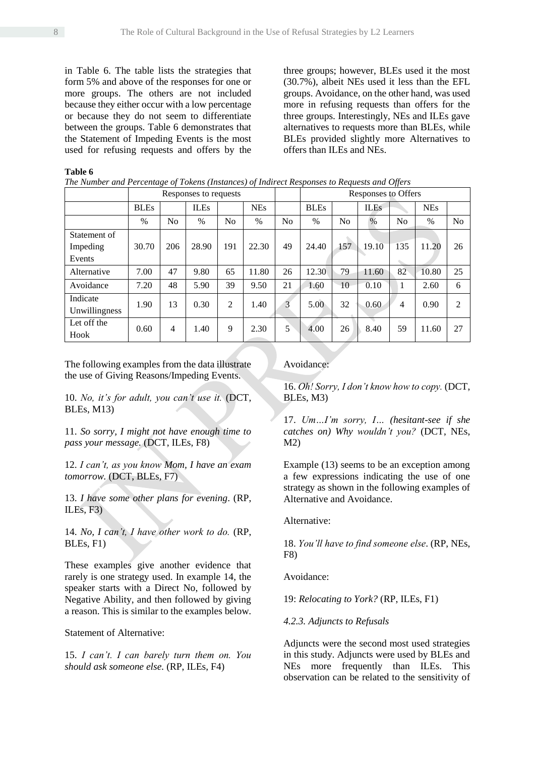in Table 6. The table lists the strategies that form 5% and above of the responses for one or more groups. The others are not included because they either occur with a low percentage or because they do not seem to differentiate between the groups. Table 6 demonstrates that the Statement of Impeding Events is the most used for refusing requests and offers by the three groups; however, BLEs used it the most (30.7%), albeit NEs used it less than the EFL groups. Avoidance, on the other hand, was used more in refusing requests than offers for the three groups. Interestingly, NEs and ILEs gave alternatives to requests more than BLEs, while BLEs provided slightly more Alternatives to offers than ILEs and NEs.

**Table 6**

*The Number and Percentage of Tokens (Instances) of Indirect Responses to Requests and Offers*

| | Responses to requests | | | | | | Responses to Offers | | | | | |
|---|---|---|---|---|---|---|---|---|---|---|---|---|
| | BLEs | | ILEs | | NEs | | BLEs | | ILEs | | NEs | |
| | % | No | % | No | % | No | % | No | % | No | % | No |
| Statement of Impeding Events | 30.70 | 206 | 28.90 | 191 | 22.30 | 49 | 24.40 | 157 | 19.10 | 135 | 11.20 | 26 |
| Alternative | 7.00 | 47 | 9.80 | 65 | 11.80 | 26 | 12.30 | 79 | 11.60 | 82 | 10.80 | 25 |
| Avoidance | 7.20 | 48 | 5.90 | 39 | 9.50 | 21 | 1.60 | 10 | 0.10 | 1 | 2.60 | 6 |
| Indicate Unwillingness | 1.90 | 13 | 0.30 | 2 | 1.40 | 3 | 5.00 | 32 | 0.60 | 4 | 0.90 | 2 |
| Let off the Hook | 0.60 | 4 | 1.40 | 9 | 2.30 | 5 | 4.00 | 26 | 8.40 | 59 | 11.60 | 27 |

The following examples from the data illustrate the use of Giving Reasons/Impeding Events.

10. *No, it's for adult, you can't use it.* (DCT, BLEs, M13)

11. *So sorry, I might not have enough time to pass your message.* (DCT, ILEs, F8)

12. *I can't, as you know Mom, I have an exam tomorrow.* (DCT, BLEs, F7)

13. *I have some other plans for evening*. (RP, ILEs, F3)

14. *No, I can't, I have other work to do.* (RP, BLEs, F1)

These examples give another evidence that rarely is one strategy used. In example 14, the speaker starts with a Direct No, followed by Negative Ability, and then followed by giving a reason. This is similar to the examples below.

Statement of Alternative:

15. *I can't. I can barely turn them on. You should ask someone else.* (RP, ILEs, F4)

Avoidance:

16. *Oh! Sorry, I don't know how to copy.* (DCT, BLEs, M3)

17. *Um…I'm sorry, I… (hesitant-see if she catches on) Why wouldn't you?* (DCT, NEs, M2)

Example (13) seems to be an exception among a few expressions indicating the use of one strategy as shown in the following examples of Alternative and Avoidance.

Alternative:

18. *You'll have to find someone else*. (RP, NEs, F8)

Avoidance:

19: *Relocating to York?* (RP, ILEs, F1)

#### *4.2.3. Adjuncts to Refusals*

Adjuncts were the second most used strategies in this study. Adjuncts were used by BLEs and NEs more frequently than ILEs. This observation can be related to the sensitivity of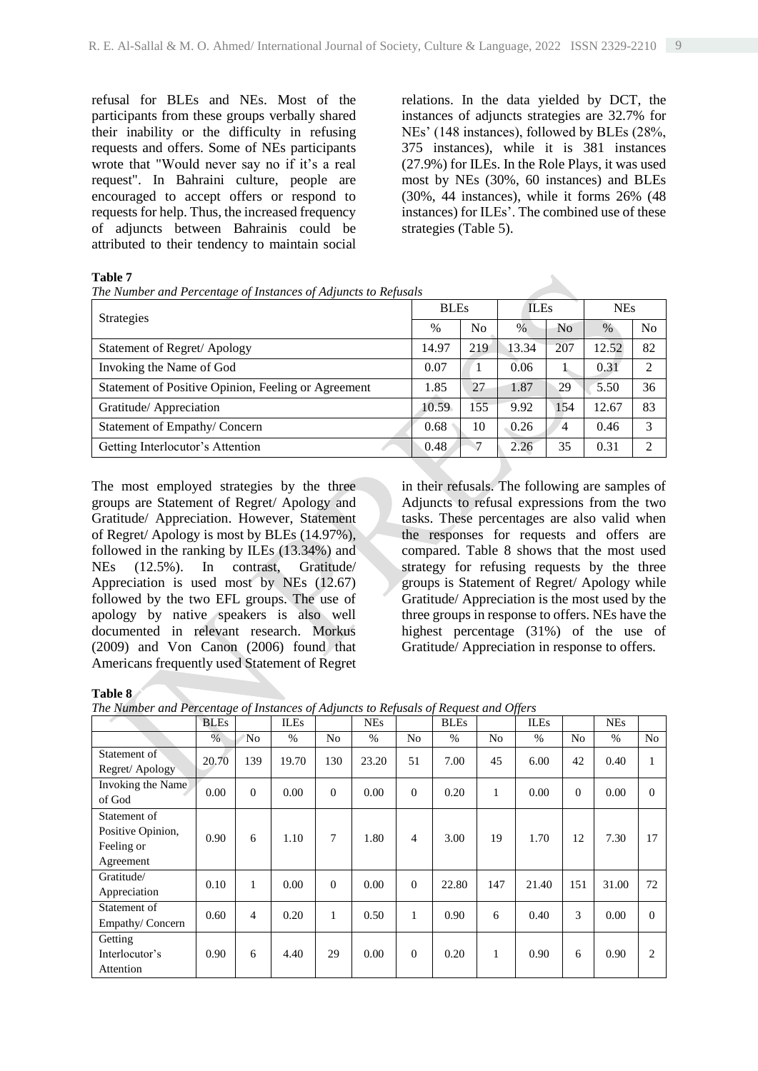refusal for BLEs and NEs. Most of the participants from these groups verbally shared their inability or the difficulty in refusing requests and offers. Some of NEs participants wrote that "Would never say no if it's a real request". In Bahraini culture, people are encouraged to accept offers or respond to requests for help. Thus, the increased frequency of adjuncts between Bahrainis could be attributed to their tendency to maintain social relations. In the data yielded by DCT, the instances of adjuncts strategies are 32.7% for NEs' (148 instances), followed by BLEs (28%, 375 instances), while it is 381 instances (27.9%) for ILEs. In the Role Plays, it was used most by NEs (30%, 60 instances) and BLEs (30%, 44 instances), while it forms 26% (48 instances) for ILEs'. The combined use of these strategies (Table 5).

**Table 7**

*The Number and Percentage of Instances of Adjuncts to Refusals*

| Strategies | BLEs | | ILEs | | NEs | |
|---|---|---|---|---|---|---|
| | % | No | % | No | % | No |
| Statement of Regret/ Apology | 14.97 | 219 | 13.34 | 207 | 12.52 | 82 |
| Invoking the Name of God | 0.07 | 1 | 0.06 | 1 | 0.31 | 2 |
| Statement of Positive Opinion, Feeling or Agreement | 1.85 | 27 | 1.87 | 29 | 5.50 | 36 |
| Gratitude/ Appreciation | 10.59 | 155 | 9.92 | 154 | 12.67 | 83 |
| Statement of Empathy/ Concern | 0.68 | 10 | 0.26 | 4 | 0.46 | 3 |
| Getting Interlocutor's Attention | 0.48 | 7 | 2.26 | 35 | 0.31 | 2 |

The most employed strategies by the three groups are Statement of Regret/ Apology and Gratitude/ Appreciation. However, Statement of Regret/ Apology is most by BLEs (14.97%), followed in the ranking by ILEs (13.34%) and NEs (12.5%). In contrast, Gratitude/ Appreciation is used most by NEs (12.67) followed by the two EFL groups. The use of apology by native speakers is also well documented in relevant research. Morkus (2009) and Von Canon (2006) found that Americans frequently used Statement of Regret in their refusals. The following are samples of Adjuncts to refusal expressions from the two tasks. These percentages are also valid when the responses for requests and offers are compared. Table 8 shows that the most used strategy for refusing requests by the three groups is Statement of Regret/ Apology while Gratitude/ Appreciation is the most used by the three groups in response to offers. NEs have the highest percentage (31%) of the use of Gratitude/ Appreciation in response to offers.

**Table 8**

*The Number and Percentage of Instances of Adjuncts to Refusals of Request and Offers*

| | BLEs | | ILEs | | NEs | | BLEs | | ILEs | | NEs | |
|---|---|---|---|---|---|---|---|---|---|---|---|---|
| | % | No | % | No | % | No | % | No | % | No | % | No |
| Statement of Regret/ Apology | 20.70 | 139 | 19.70 | 130 | 23.20 | 51 | 7.00 | 45 | 6.00 | 42 | 0.40 | 1 |
| Invoking the Name of God | 0.00 | 0 | 0.00 | 0 | 0.00 | 0 | 0.20 | 1 | 0.00 | 0 | 0.00 | 0 |
| Statement of Positive Opinion, Feeling or Agreement | 0.90 | 6 | 1.10 | 7 | 1.80 | 4 | 3.00 | 19 | 1.70 | 12 | 7.30 | 17 |
| Gratitude/ Appreciation | 0.10 | 1 | 0.00 | 0 | 0.00 | 0 | 22.80 | 147 | 21.40 | 151 | 31.00 | 72 |
| Statement of Empathy/ Concern | 0.60 | 4 | 0.20 | 1 | 0.50 | 1 | 0.90 | 6 | 0.40 | 3 | 0.00 | 0 |
| Getting Interlocutor's Attention | 0.90 | 6 | 4.40 | 29 | 0.00 | 0 | 0.20 | 1 | 0.90 | 6 | 0.90 | 2 |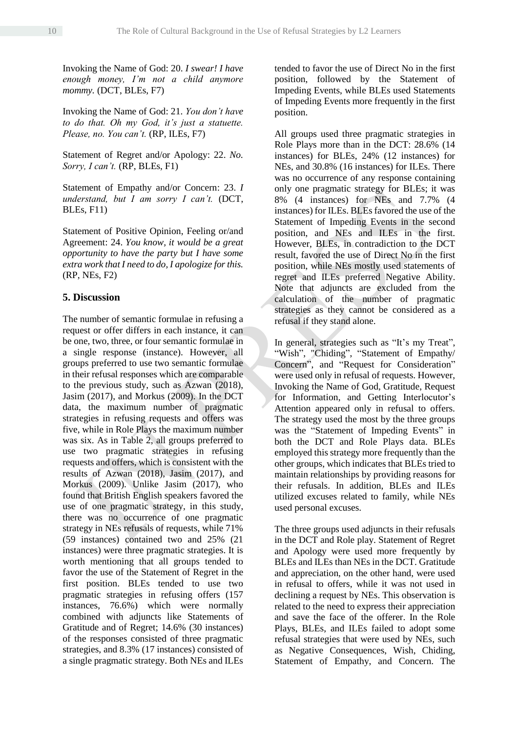Invoking the Name of God: 20. *I swear! I have enough money, I'm not a child anymore mommy.* (DCT, BLEs, F7)

Invoking the Name of God: 21. *You don't have to do that. Oh my God, it's just a statuette. Please, no. You can't.* (RP, ILEs, F7)

Statement of Regret and/or Apology: 22. *No. Sorry, I can't.* (RP, BLEs, F1)

Statement of Empathy and/or Concern: 23. *I understand, but I am sorry I can't.* (DCT, BLEs, F11)

Statement of Positive Opinion, Feeling or/and Agreement: 24. *You know, it would be a great opportunity to have the party but I have some extra work that I need to do, I apologize for this.* (RP, NEs, F2)

## 5. Discussion

The number of semantic formulae in refusing a request or offer differs in each instance, it can be one, two, three, or four semantic formulae in a single response (instance). However, all groups preferred to use two semantic formulae in their refusal responses which are comparable to the previous study, such as Azwan (2018), Jasim (2017), and Morkus (2009). In the DCT data, the maximum number of pragmatic strategies in refusing requests and offers was five, while in Role Plays the maximum number was six. As in Table 2, all groups preferred to use two pragmatic strategies in refusing requests and offers, which is consistent with the results of Azwan (2018), Jasim (2017), and Morkus (2009). Unlike Jasim (2017), who found that British English speakers favored the use of one pragmatic strategy, in this study, there was no occurrence of one pragmatic strategy in NEs refusals of requests, while 71% (59 instances) contained two and 25% (21 instances) were three pragmatic strategies. It is worth mentioning that all groups tended to favor the use of the Statement of Regret in the first position. BLEs tended to use two pragmatic strategies in refusing offers (157 instances, 76.6%) which were normally combined with adjuncts like Statements of Gratitude and of Regret; 14.6% (30 instances) of the responses consisted of three pragmatic strategies, and 8.3% (17 instances) consisted of a single pragmatic strategy. Both NEs and ILEs tended to favor the use of Direct No in the first position, followed by the Statement of Impeding Events, while BLEs used Statements of Impeding Events more frequently in the first position.

All groups used three pragmatic strategies in Role Plays more than in the DCT: 28.6% (14 instances) for BLEs, 24% (12 instances) for NEs, and 30.8% (16 instances) for ILEs. There was no occurrence of any response containing only one pragmatic strategy for BLEs; it was 8% (4 instances) for NEs and 7.7% (4 instances) for ILEs. BLEs favored the use of the Statement of Impeding Events in the second position, and NEs and ILEs in the first. However, BLEs, in contradiction to the DCT result, favored the use of Direct No in the first position, while NEs mostly used statements of regret and ILEs preferred Negative Ability. Note that adjuncts are excluded from the calculation of the number of pragmatic strategies as they cannot be considered as a refusal if they stand alone.

In general, strategies such as "It's my Treat", "Wish", "Chiding", "Statement of Empathy/ Concern", and "Request for Consideration" were used only in refusal of requests. However, Invoking the Name of God, Gratitude, Request for Information, and Getting Interlocutor's Attention appeared only in refusal to offers. The strategy used the most by the three groups was the "Statement of Impeding Events" in both the DCT and Role Plays data. BLEs employed this strategy more frequently than the other groups, which indicates that BLEs tried to maintain relationships by providing reasons for their refusals. In addition, BLEs and ILEs utilized excuses related to family, while NEs used personal excuses.

The three groups used adjuncts in their refusals in the DCT and Role play. Statement of Regret and Apology were used more frequently by BLEs and ILEs than NEs in the DCT. Gratitude and appreciation, on the other hand, were used in refusal to offers, while it was not used in declining a request by NEs. This observation is related to the need to express their appreciation and save the face of the offerer. In the Role Plays, BLEs, and ILEs failed to adopt some refusal strategies that were used by NEs, such as Negative Consequences, Wish, Chiding, Statement of Empathy, and Concern. The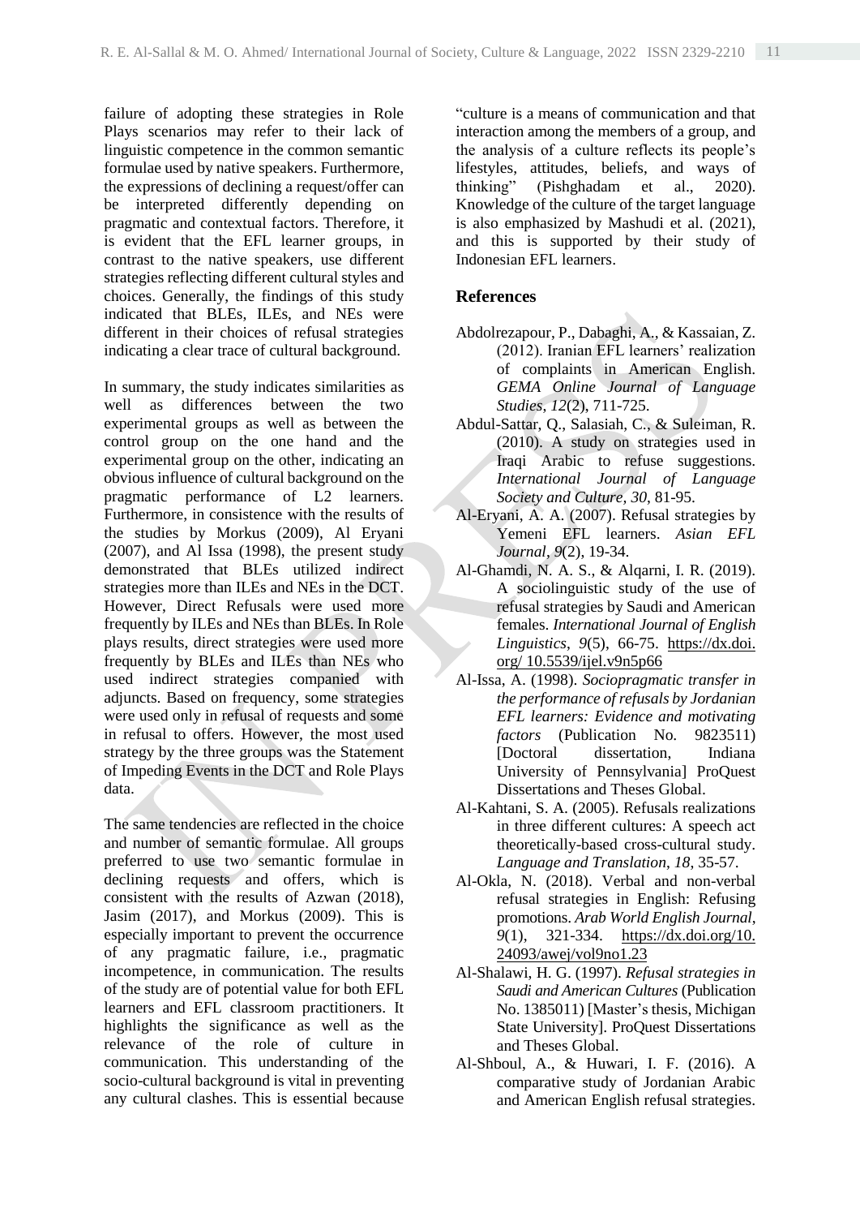failure of adopting these strategies in Role Plays scenarios may refer to their lack of linguistic competence in the common semantic formulae used by native speakers. Furthermore, the expressions of declining a request/offer can be interpreted differently depending on pragmatic and contextual factors. Therefore, it is evident that the EFL learner groups, in contrast to the native speakers, use different strategies reflecting different cultural styles and choices. Generally, the findings of this study indicated that BLEs, ILEs, and NEs were different in their choices of refusal strategies indicating a clear trace of cultural background.

In summary, the study indicates similarities as well as differences between the two experimental groups as well as between the control group on the one hand and the experimental group on the other, indicating an obvious influence of cultural background on the pragmatic performance of L2 learners. Furthermore, in consistence with the results of the studies by Morkus (2009), Al Eryani (2007), and Al Issa (1998), the present study demonstrated that BLEs utilized indirect strategies more than ILEs and NEs in the DCT. However, Direct Refusals were used more frequently by ILEs and NEs than BLEs. In Role plays results, direct strategies were used more frequently by BLEs and ILEs than NEs who used indirect strategies companied with adjuncts. Based on frequency, some strategies were used only in refusal of requests and some in refusal to offers. However, the most used strategy by the three groups was the Statement of Impeding Events in the DCT and Role Plays data.

The same tendencies are reflected in the choice and number of semantic formulae. All groups preferred to use two semantic formulae in declining requests and offers, which is consistent with the results of Azwan (2018), Jasim (2017), and Morkus (2009). This is especially important to prevent the occurrence of any pragmatic failure, i.e., pragmatic incompetence, in communication. The results of the study are of potential value for both EFL learners and EFL classroom practitioners. It highlights the significance as well as the relevance of the role of culture in communication. This understanding of the socio-cultural background is vital in preventing any cultural clashes. This is essential because "culture is a means of communication and that interaction among the members of a group, and the analysis of a culture reflects its people's lifestyles, attitudes, beliefs, and ways of thinking" (Pishghadam et al., 2020). Knowledge of the culture of the target language is also emphasized by Mashudi et al. (2021), and this is supported by their study of Indonesian EFL learners.

## References

Abdolrezapour, P., Dabaghi, A., & Kassaian, Z. (2012). Iranian EFL learners' realization of complaints in American English. *GEMA Online Journal of Language Studies*, *12*(2), 711-725.

Abdul-Sattar, Q., Salasiah, C., & Suleiman, R. (2010). A study on strategies used in Iraqi Arabic to refuse suggestions. *International Journal of Language Society and Culture*, *30*, 81-95.

Al-Eryani, A. A. (2007). Refusal strategies by Yemeni EFL learners. *Asian EFL Journal*, *9*(2), 19-34.

Al-Ghamdi, N. A. S., & Alqarni, I. R. (2019). A sociolinguistic study of the use of refusal strategies by Saudi and American females. *International Journal of English Linguistics*, *9*(5), 66-75. https://dx.doi.org/10.5539/ijel.v9n5p66

Al-Issa, A. (1998). *Sociopragmatic transfer in the performance of refusals by Jordanian EFL learners: Evidence and motivating factors* (Publication No. 9823511) [Doctoral dissertation, Indiana University of Pennsylvania] ProQuest Dissertations and Theses Global.

Al-Kahtani, S. A. (2005). Refusals realizations in three different cultures: A speech act theoretically-based cross-cultural study. *Language and Translation*, *18*, 35-57.

Al-Okla, N. (2018). Verbal and non-verbal refusal strategies in English: Refusing promotions. *Arab World English Journal*, *9*(1), 321-334. https://dx.doi.org/10.24093/awej/vol9no1.23

Al-Shalawi, H. G. (1997). *Refusal strategies in Saudi and American Cultures* (Publication No. 1385011) [Master's thesis, Michigan State University]. ProQuest Dissertations and Theses Global.

Al-Shboul, A., & Huwari, I. F. (2016). A comparative study of Jordanian Arabic and American English refusal strategies.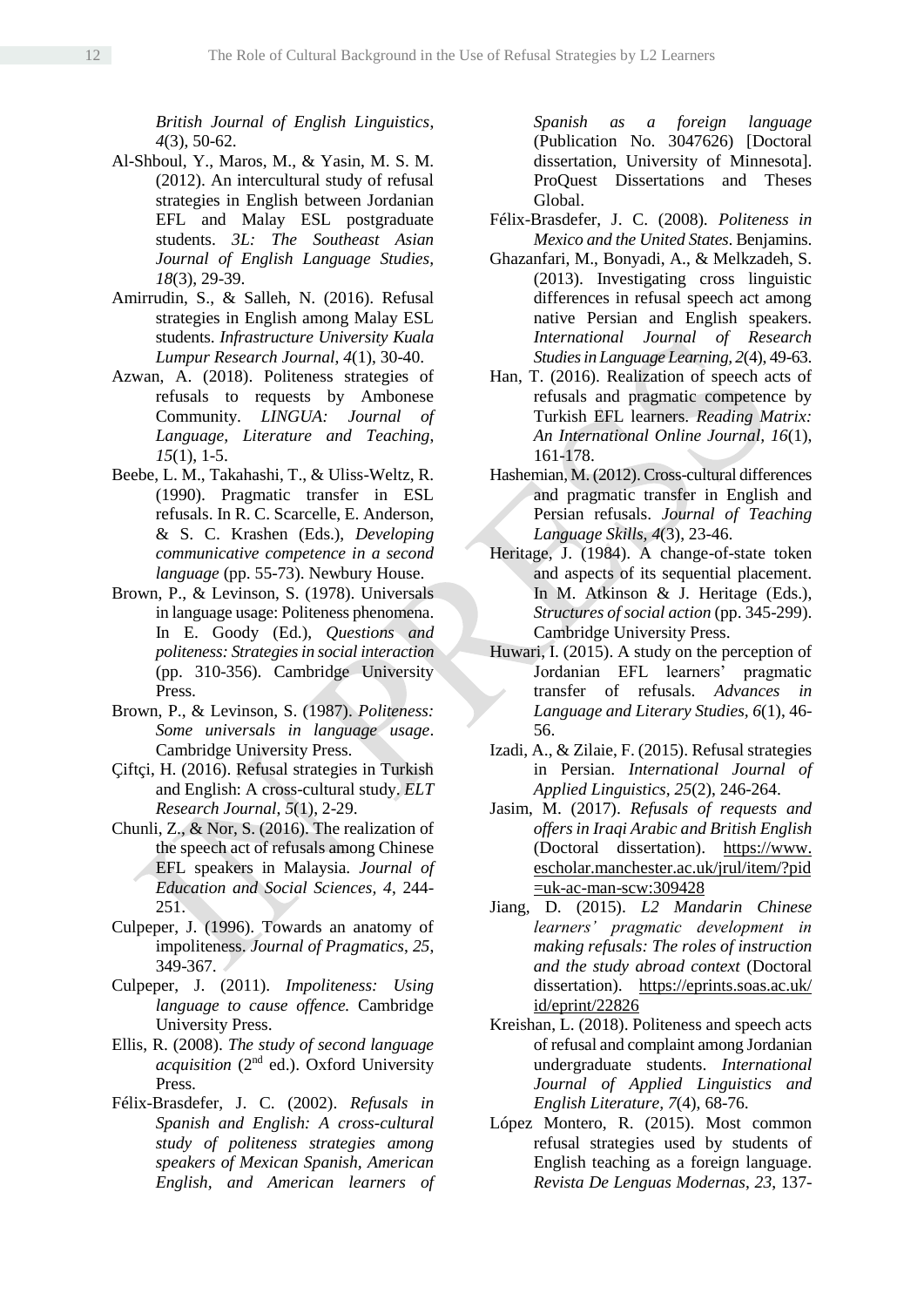*British Journal of English Linguistics*, *4*(3), 50-62.

Al-Shboul, Y., Maros, M., & Yasin, M. S. M. (2012). An intercultural study of refusal strategies in English between Jordanian EFL and Malay ESL postgraduate students. *3L: The Southeast Asian Journal of English Language Studies, 18*(3), 29-39.

Amirrudin, S., & Salleh, N. (2016). Refusal strategies in English among Malay ESL students. *Infrastructure University Kuala Lumpur Research Journal*, *4*(1), 30-40.

Azwan, A. (2018). Politeness strategies of refusals to requests by Ambonese Community. *LINGUA: Journal of Language, Literature and Teaching*, *15*(1), 1-5.

Beebe, L. M., Takahashi, T., & Uliss-Weltz, R. (1990). Pragmatic transfer in ESL refusals. In R. C. Scarcelle, E. Anderson, & S. C. Krashen (Eds.), *Developing communicative competence in a second language* (pp. 55-73). Newbury House.

Brown, P., & Levinson, S. (1978). Universals in language usage: Politeness phenomena. In E. Goody (Ed.), *Questions and politeness: Strategies in social interaction* (pp. 310-356). Cambridge University Press.

Brown, P., & Levinson, S. (1987). *Politeness: Some universals in language usage*. Cambridge University Press.

Çiftçi, H. (2016). Refusal strategies in Turkish and English: A cross-cultural study. *ELT Research Journal, 5*(1), 2-29.

Chunli, Z., & Nor, S. (2016). The realization of the speech act of refusals among Chinese EFL speakers in Malaysia. *Journal of Education and Social Sciences, 4*, 244-251.

Culpeper, J. (1996). Towards an anatomy of impoliteness. *Journal of Pragmatics*, *25*, 349-367.

Culpeper, J. (2011). *Impoliteness: Using language to cause offence.* Cambridge University Press.

Ellis, R. (2008). *The study of second language acquisition* (2nd ed.). Oxford University Press.

Félix-Brasdefer, J. C. (2002). *Refusals in Spanish and English: A cross-cultural study of politeness strategies among speakers of Mexican Spanish, American English, and American learners of Spanish as a foreign language* (Publication No. 3047626) [Doctoral dissertation, University of Minnesota]. ProQuest Dissertations and Theses Global.

Félix-Brasdefer, J. C. (2008). *Politeness in Mexico and the United States*. Benjamins.

Ghazanfari, M., Bonyadi, A., & Melkzadeh, S. (2013). Investigating cross linguistic differences in refusal speech act among native Persian and English speakers. *International Journal of Research Studies in Language Learning, 2*(4), 49-63.

Han, T. (2016). Realization of speech acts of refusals and pragmatic competence by Turkish EFL learners. *Reading Matrix: An International Online Journal*, *16*(1), 161-178.

Hashemian, M. (2012). Cross-cultural differences and pragmatic transfer in English and Persian refusals. *Journal of Teaching Language Skills*, *4*(3), 23-46.

Heritage, J. (1984). A change-of-state token and aspects of its sequential placement. In M. Atkinson & J. Heritage (Eds.), *Structures of social action* (pp. 345-299). Cambridge University Press.

Huwari, I. (2015). A study on the perception of Jordanian EFL learners' pragmatic transfer of refusals. *Advances in Language and Literary Studies, 6*(1), 46-56.

Izadi, A., & Zilaie, F. (2015). Refusal strategies in Persian. *International Journal of Applied Linguistics*, *25*(2), 246-264.

Jasim, M. (2017). *Refusals of requests and offers in Iraqi Arabic and British English* (Doctoral dissertation). https://www.escholar.manchester.ac.uk/jrul/item/?pid=uk-ac-man-scw:309428

Jiang, D. (2015). *L2 Mandarin Chinese learners' pragmatic development in making refusals: The roles of instruction and the study abroad context* (Doctoral dissertation). https://eprints.soas.ac.uk/id/eprint/22826

Kreishan, L. (2018). Politeness and speech acts of refusal and complaint among Jordanian undergraduate students. *International Journal of Applied Linguistics and English Literature, 7*(4), 68-76.

López Montero, R. (2015). Most common refusal strategies used by students of English teaching as a foreign language. *Revista De Lenguas Modernas*, *23*, 137-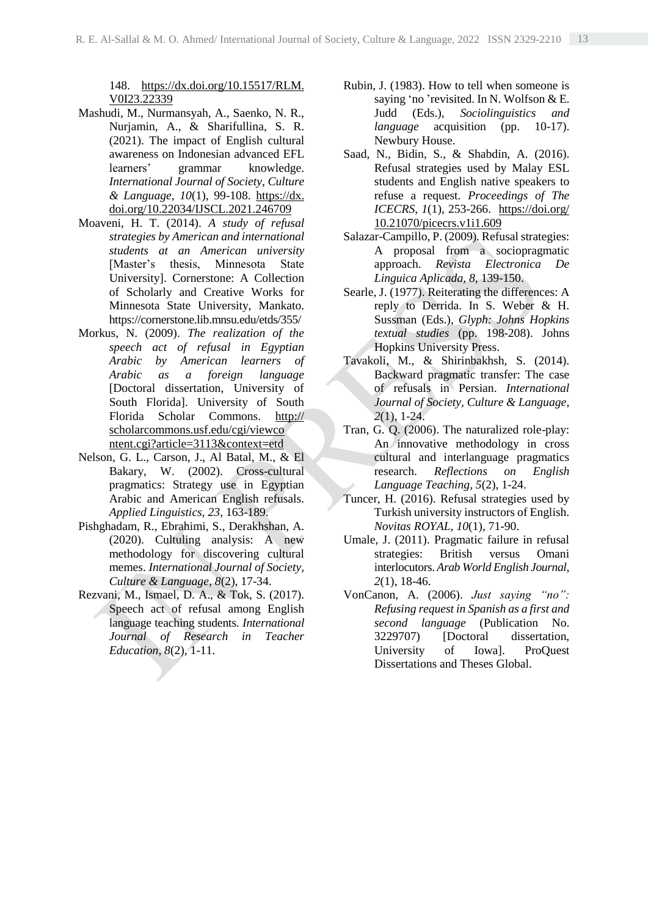148. https://dx.doi.org/10.15517/RLM.V0I23.22339

Mashudi, M., Nurmansyah, A., Saenko, N. R., Nurjamin, A., & Sharifullina, S. R. (2021). The impact of English cultural awareness on Indonesian advanced EFL learners' grammar knowledge. *International Journal of Society, Culture & Language*, *10*(1), 99-108. https://dx.doi.org/10.22034/IJSCL.2021.246709

Moaveni, H. T. (2014). *A study of refusal strategies by American and international students at an American university* [Master's thesis, Minnesota State University]. Cornerstone: A Collection of Scholarly and Creative Works for Minnesota State University, Mankato. https://cornerstone.lib.mnsu.edu/etds/355/

Morkus, N. (2009). *The realization of the speech act of refusal in Egyptian Arabic by American learners of Arabic as a foreign language* [Doctoral dissertation, University of South Florida]. University of South Florida Scholar Commons. http://scholarcommons.usf.edu/cgi/viewcontent.cgi?article=3113&context=etd

Nelson, G. L., Carson, J., Al Batal, M., & El Bakary, W. (2002). Cross-cultural pragmatics: Strategy use in Egyptian Arabic and American English refusals. *Applied Linguistics*, *23*, 163-189.

Pishghadam, R., Ebrahimi, S., Derakhshan, A. (2020). Culturing analysis: A new methodology for discovering cultural memes. *International Journal of Society, Culture & Language*, *8*(2), 17-34.

Rezvani, M., Ismael, D. A., & Tok, S. (2017). Speech act of refusal among English language teaching students. *International Journal of Research in Teacher Education*, *8*(2), 1-11.

Rubin, J. (1983). How to tell when someone is saying 'no 'revisited. In N. Wolfson & E. Judd (Eds.), *Sociolinguistics and language* acquisition (pp. 10-17). Newbury House.

Saad, N., Bidin, S., & Shabdin, A. (2016). Refusal strategies used by Malay ESL students and English native speakers to refuse a request. *Proceedings of The ICECRS*, *1*(1), 253-266. https://doi.org/10.21070/picecrs.v1i1.609

Salazar-Campillo, P. (2009). Refusal strategies: A proposal from a sociopragmatic approach. *Revista Electronica De Linguica Aplicada*, *8*, 139-150.

Searle, J. (1977). Reiterating the differences: A reply to Derrida. In S. Weber & H. Sussman (Eds.), *Glyph: Johns Hopkins textual studies* (pp. 198-208). Johns Hopkins University Press.

Tavakoli, M., & Shirinbakhsh, S. (2014). Backward pragmatic transfer: The case of refusals in Persian. *International Journal of Society, Culture & Language*, *2*(1), 1-24.

Tran, G. Q. (2006). The naturalized role-play: An innovative methodology in cross cultural and interlanguage pragmatics research. *Reflections on English Language Teaching*, *5*(2), 1-24.

Tuncer, H. (2016). Refusal strategies used by Turkish university instructors of English. *Novitas ROYAL*, *10*(1), 71-90.

Umale, J. (2011). Pragmatic failure in refusal strategies: British versus Omani interlocutors. *Arab World English Journal*, *2*(1), 18-46.

VonCanon, A. (2006). *Just saying "no": Refusing request in Spanish as a first and second language* (Publication No. 3229707) [Doctoral dissertation, University of Iowa]. ProQuest Dissertations and Theses Global.